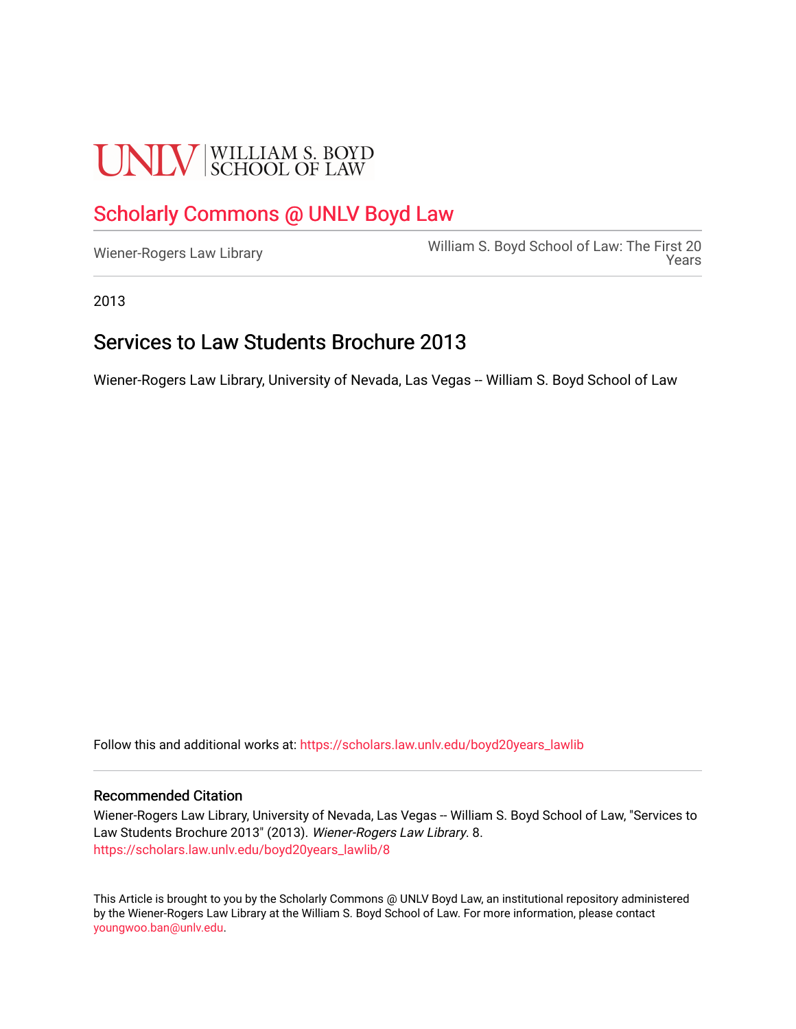UNLV | WILLIAM S. BOYD SCHOOL OF LAW

# Scholarly Commons @ UNLV Boyd Law

Wiener-Rogers Law Library

William S. Boyd School of Law: The First 20 Years

2013

## Services to Law Students Brochure 2013

Wiener-Rogers Law Library, University of Nevada, Las Vegas -- William S. Boyd School of Law

Follow this and additional works at: https://scholars.law.unlv.edu/boyd20years_lawlib

### Recommended Citation

Wiener-Rogers Law Library, University of Nevada, Las Vegas -- William S. Boyd School of Law, "Services to Law Students Brochure 2013" (2013). *Wiener-Rogers Law Library*. 8.
https://scholars.law.unlv.edu/boyd20years_lawlib/8

This Article is brought to you by the Scholarly Commons @ UNLV Boyd Law, an institutional repository administered by the Wiener-Rogers Law Library at the William S. Boyd School of Law. For more information, please contact youngwoo.ban@unlv.edu.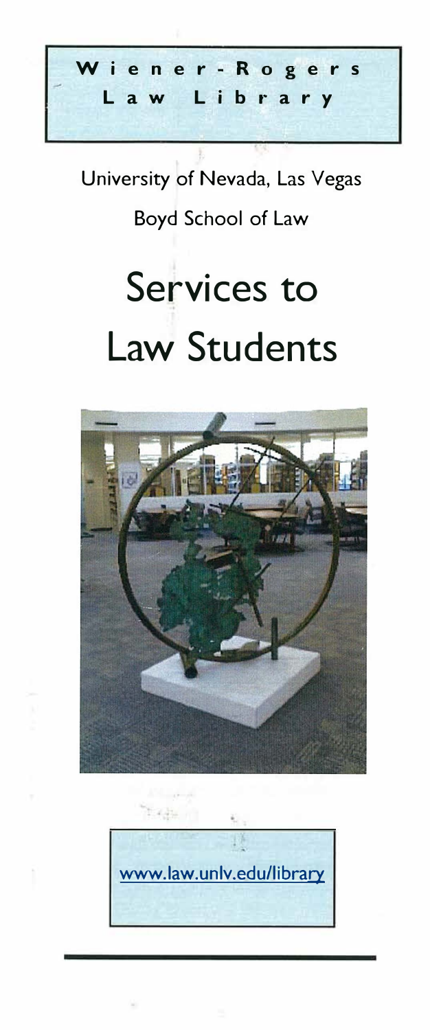# Wiener-Rogers Law Library

University of Nevada, Las Vegas

Boyd School of Law

# Services to Law Students

www.law.unlv.edu/library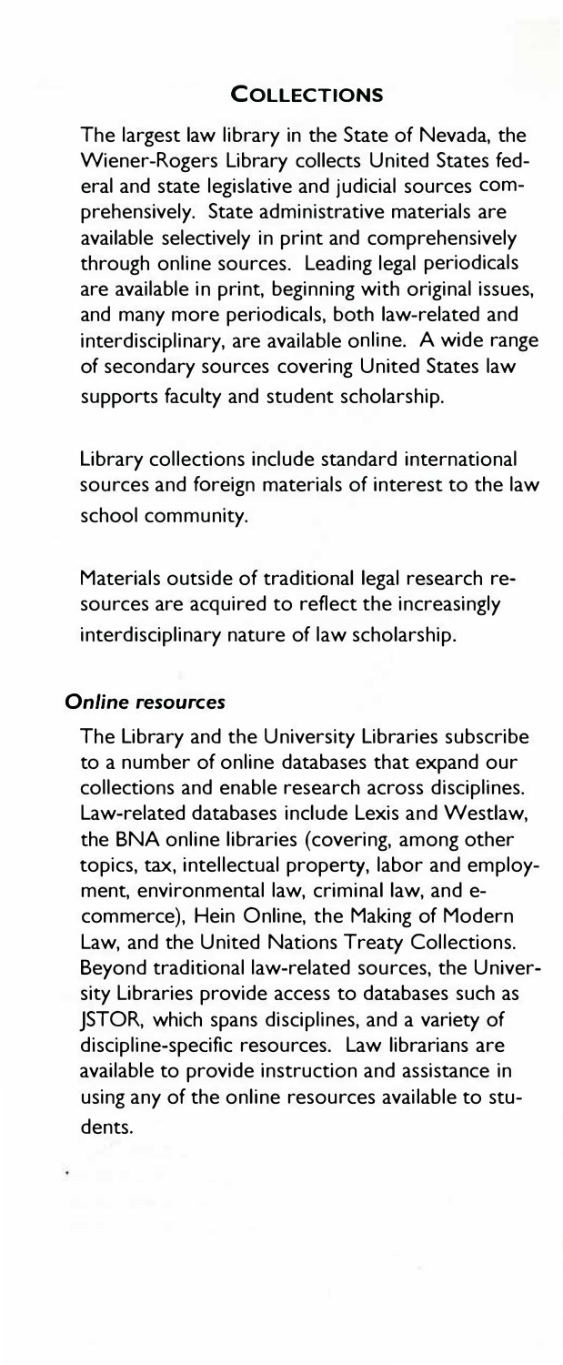## Collections

The largest law library in the State of Nevada, the Wiener-Rogers Library collects United States federal and state legislative and judicial sources comprehensively. State administrative materials are available selectively in print and comprehensively through online sources. Leading legal periodicals are available in print, beginning with original issues, and many more periodicals, both law-related and interdisciplinary, are available online. A wide range of secondary sources covering United States law supports faculty and student scholarship.

Library collections include standard international sources and foreign materials of interest to the law school community.

Materials outside of traditional legal research resources are acquired to reflect the increasingly interdisciplinary nature of law scholarship.

### *Online resources*

The Library and the University Libraries subscribe to a number of online databases that expand our collections and enable research across disciplines. Law-related databases include Lexis and Westlaw, the BNA online libraries (covering, among other topics, tax, intellectual property, labor and employment, environmental law, criminal law, and e-commerce), Hein Online, the Making of Modern Law, and the United Nations Treaty Collections. Beyond traditional law-related sources, the University Libraries provide access to databases such as JSTOR, which spans disciplines, and a variety of discipline-specific resources. Law librarians are available to provide instruction and assistance in using any of the online resources available to students.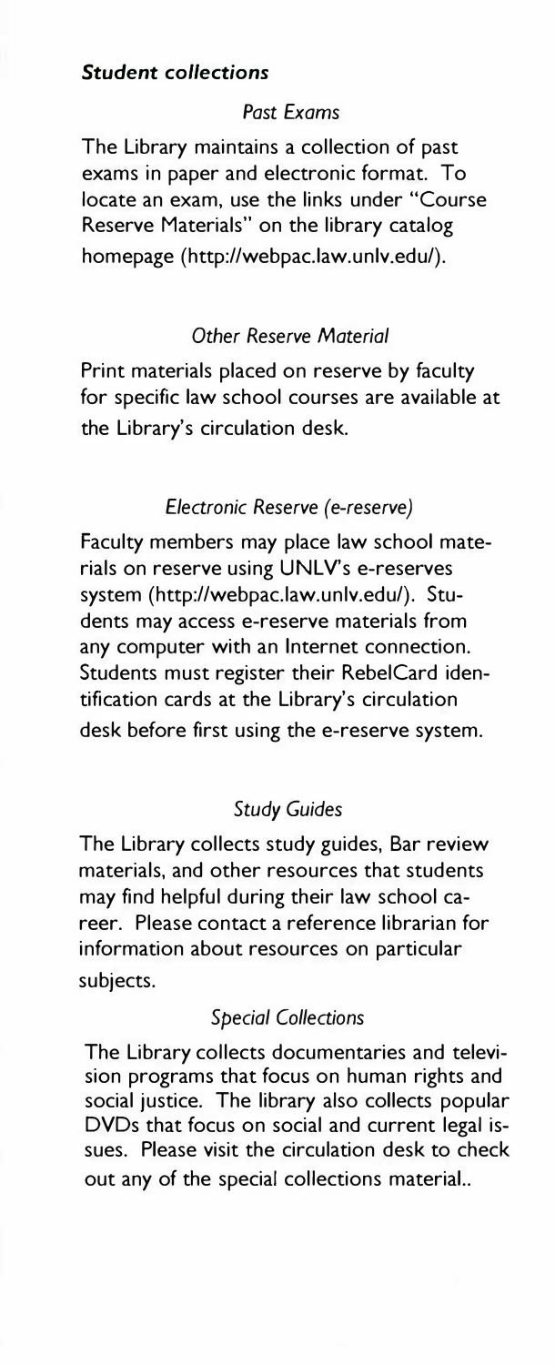### *Student collections*

#### *Past Exams*

The Library maintains a collection of past exams in paper and electronic format. To locate an exam, use the links under "Course Reserve Materials" on the library catalog homepage (http://webpac.law.unlv.edu/).

#### *Other Reserve Material*

Print materials placed on reserve by faculty for specific law school courses are available at the Library's circulation desk.

#### *Electronic Reserve (e-reserve)*

Faculty members may place law school materials on reserve using UNLV's e-reserves system (http://webpac.law.unlv.edu/). Students may access e-reserve materials from any computer with an Internet connection. Students must register their RebelCard identification cards at the Library's circulation desk before first using the e-reserve system.

#### *Study Guides*

The Library collects study guides, Bar review materials, and other resources that students may find helpful during their law school career. Please contact a reference librarian for information about resources on particular subjects.

#### *Special Collections*

The Library collects documentaries and television programs that focus on human rights and social justice. The library also collects popular DVDs that focus on social and current legal issues. Please visit the circulation desk to check out any of the special collections material..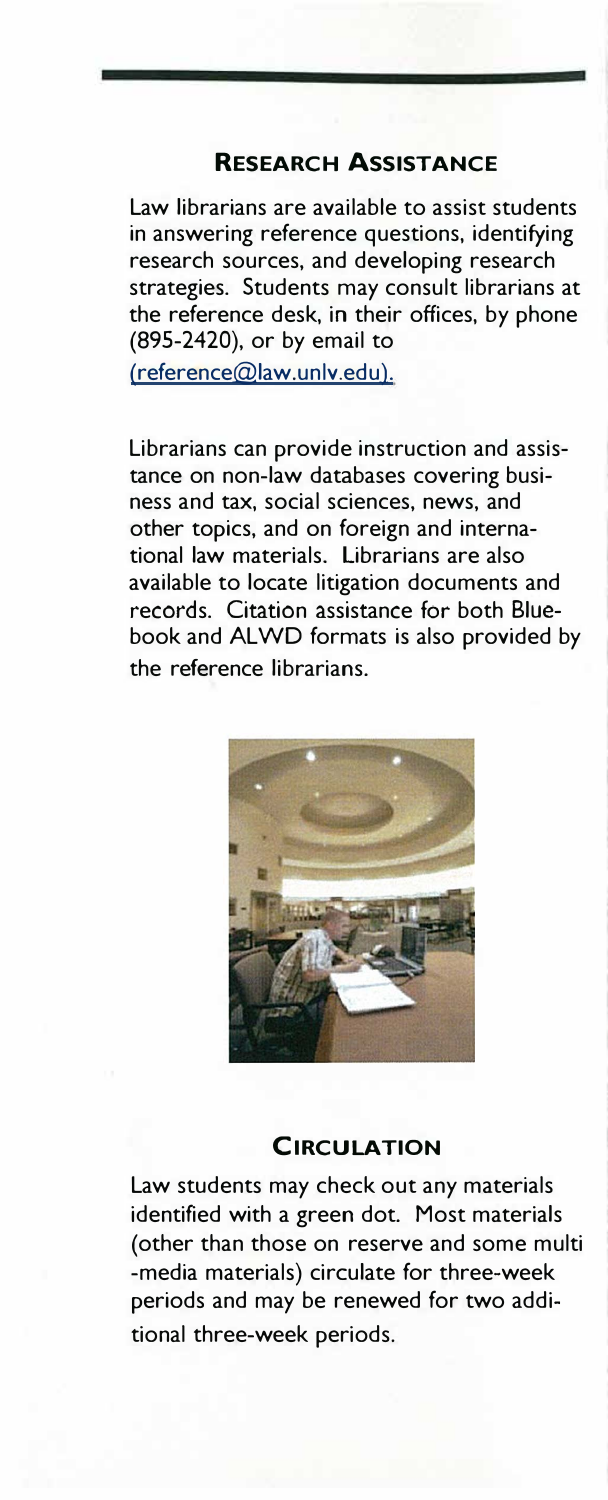## Research Assistance

Law librarians are available to assist students in answering reference questions, identifying research sources, and developing research strategies. Students may consult librarians at the reference desk, in their offices, by phone (895-2420), or by email to (reference@law.unlv.edu).

Librarians can provide instruction and assistance on non-law databases covering business and tax, social sciences, news, and other topics, and on foreign and international law materials. Librarians are also available to locate litigation documents and records. Citation assistance for both Bluebook and ALWD formats is also provided by the reference librarians.

## Circulation

Law students may check out any materials identified with a green dot. Most materials (other than those on reserve and some multi-media materials) circulate for three-week periods and may be renewed for two additional three-week periods.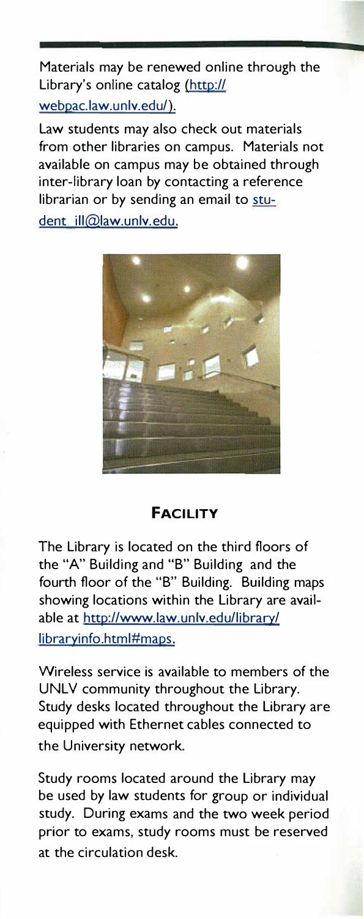Materials may be renewed online through the Library's online catalog (http://webpac.law.unlv.edu/).

Law students may also check out materials from other libraries on campus. Materials not available on campus may be obtained through inter-library loan by contacting a reference librarian or by sending an email to student_ill@law.unlv.edu.

## Facility

The Library is located on the third floors of the "A" Building and "B" Building and the fourth floor of the "B" Building. Building maps showing locations within the Library are available at http://www.law.unlv.edu/library/libraryinfo.html#maps.

Wireless service is available to members of the UNLV community throughout the Library. Study desks located throughout the Library are equipped with Ethernet cables connected to the University network.

Study rooms located around the Library may be used by law students for group or individual study. During exams and the two week period prior to exams, study rooms must be reserved at the circulation desk.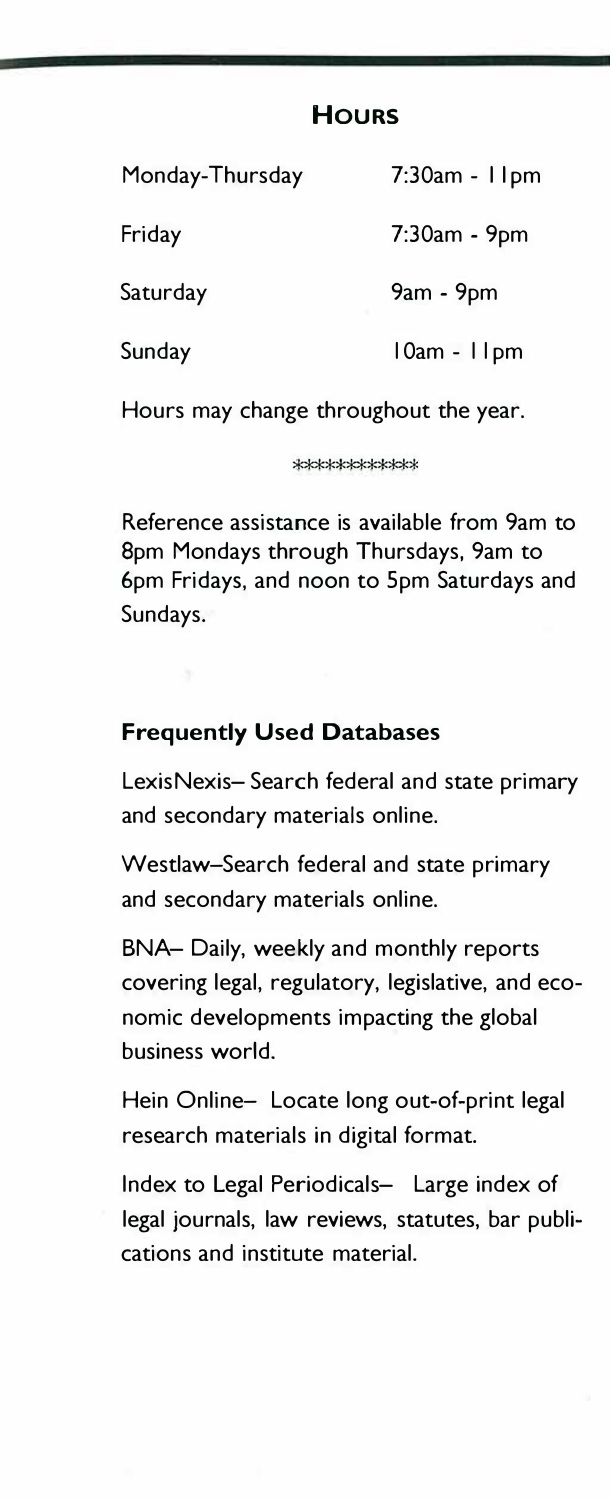## Hours

| | |
|---|---|
| Monday-Thursday | 7:30am - 11pm |
| Friday | 7:30am - 9pm |
| Saturday | 9am - 9pm |
| Sunday | 10am - 11pm |

Hours may change throughout the year.

************

Reference assistance is available from 9am to 8pm Mondays through Thursdays, 9am to 6pm Fridays, and noon to 5pm Saturdays and Sundays.

### Frequently Used Databases

LexisNexis– Search federal and state primary and secondary materials online.

Westlaw–Search federal and state primary and secondary materials online.

BNA– Daily, weekly and monthly reports covering legal, regulatory, legislative, and economic developments impacting the global business world.

Hein Online– Locate long out-of-print legal research materials in digital format.

Index to Legal Periodicals– Large index of legal journals, law reviews, statutes, bar publications and institute material.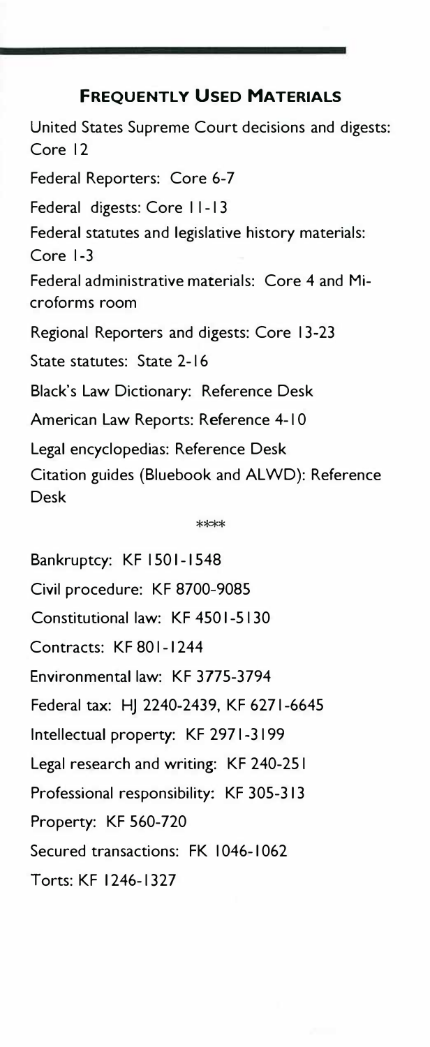## FREQUENTLY USED MATERIALS

United States Supreme Court decisions and digests: Core 12

Federal Reporters: Core 6-7

Federal digests: Core 11-13

Federal statutes and legislative history materials: Core 1-3

Federal administrative materials: Core 4 and Microforms room

Regional Reporters and digests: Core 13-23

State statutes: State 2-16

Black's Law Dictionary: Reference Desk

American Law Reports: Reference 4-10

Legal encyclopedias: Reference Desk

Citation guides (Bluebook and ALWD): Reference Desk

****

Bankruptcy: KF 1501-1548

Civil procedure: KF 8700-9085

Constitutional law: KF 4501-5130

Contracts: KF 801-1244

Environmental law: KF 3775-3794

Federal tax: HJ 2240-2439, KF 6271-6645

Intellectual property: KF 2971-3199

Legal research and writing: KF 240-251

Professional responsibility: KF 305-313

Property: KF 560-720

Secured transactions: FK 1046-1062

Torts: KF 1246-1327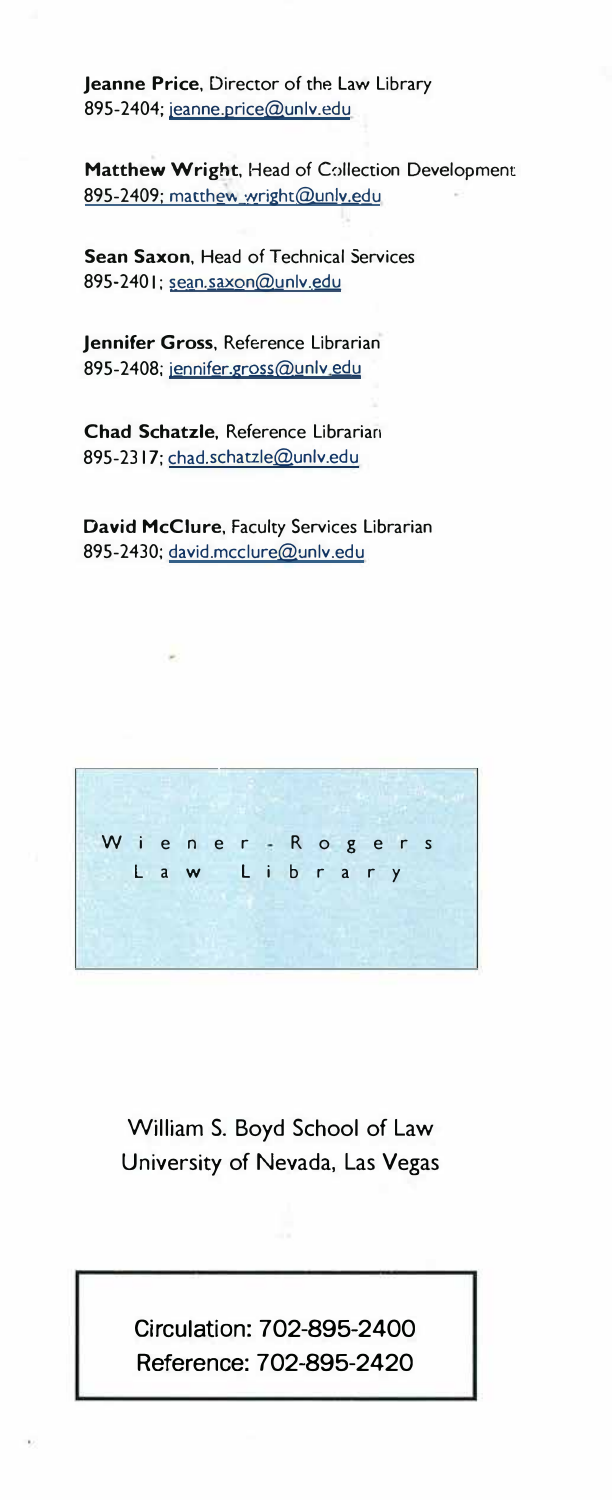**Jeanne Price**, Director of the Law Library
895-2404; jeanne.price@unlv.edu

**Matthew Wright**, Head of Collection Development
895-2409; matthew.wright@unlv.edu

**Sean Saxon**, Head of Technical Services
895-2401; sean.saxon@unlv.edu

**Jennifer Gross**, Reference Librarian
895-2408; jennifer.gross@unlv.edu

**Chad Schatzle**, Reference Librarian
895-2317; chad.schatzle@unlv.edu

**David McClure**, Faculty Services Librarian
895-2430; david.mcclure@unlv.edu

Wiener-Rogers
Law Library

William S. Boyd School of Law
University of Nevada, Las Vegas

Circulation: 702-895-2400
Reference: 702-895-2420